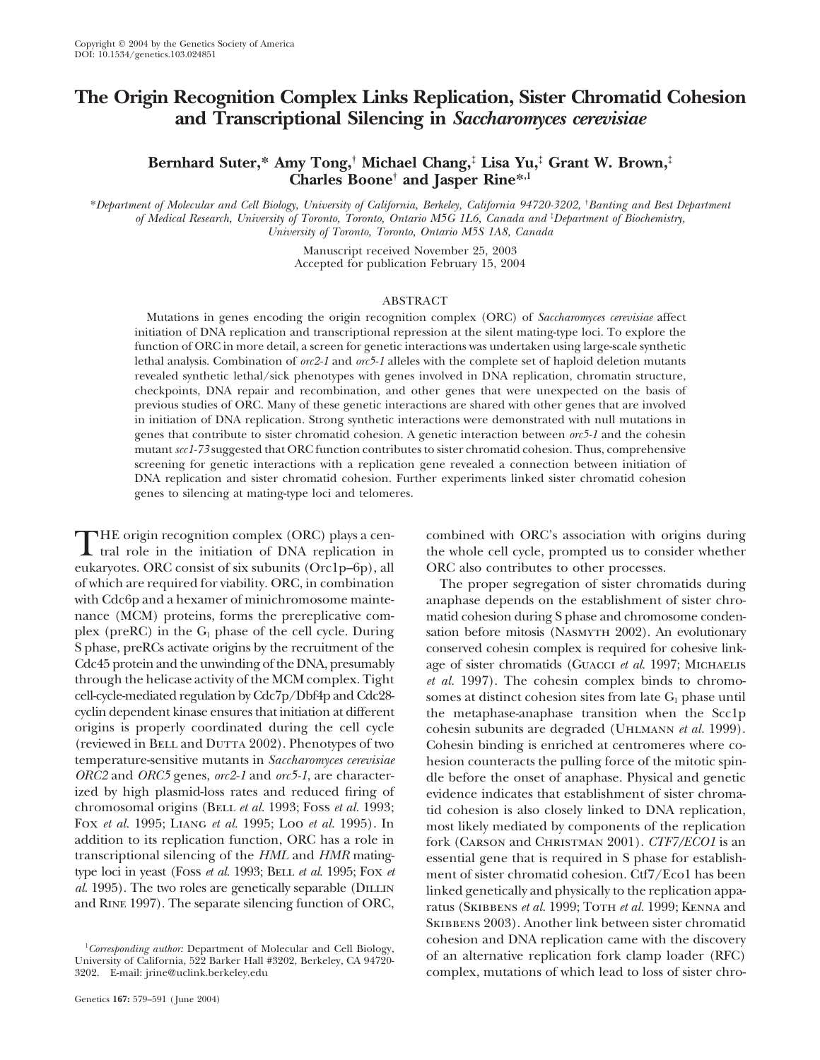Copyright © 2004 by the Genetics Society of America
DOI: 10.1534/genetics.103.024851

# The Origin Recognition Complex Links Replication, Sister Chromatid Cohesion and Transcriptional Silencing in *Saccharomyces cerevisiae*

**Bernhard Suter,* Amy Tong,† Michael Chang,‡ Lisa Yu,‡ Grant W. Brown,‡ Charles Boone† and Jasper Rine*,[1]**

*Department of Molecular and Cell Biology, University of California, Berkeley, California 94720-3202, †Banting and Best Department of Medical Research, University of Toronto, Toronto, Ontario M5G 1L6, Canada and ‡Department of Biochemistry, University of Toronto, Toronto, Ontario M5S 1A8, Canada*

Manuscript received November 25, 2003
Accepted for publication February 15, 2004

## ABSTRACT

Mutations in genes encoding the origin recognition complex (ORC) of *Saccharomyces cerevisiae* affect initiation of DNA replication and transcriptional repression at the silent mating-type loci. To explore the function of ORC in more detail, a screen for genetic interactions was undertaken using large-scale synthetic lethal analysis. Combination of *orc2-1* and *orc5-1* alleles with the complete set of haploid deletion mutants revealed synthetic lethal/sick phenotypes with genes involved in DNA replication, chromatin structure, checkpoints, DNA repair and recombination, and other genes that were unexpected on the basis of previous studies of ORC. Many of these genetic interactions are shared with other genes that are involved in initiation of DNA replication. Strong synthetic interactions were demonstrated with null mutations in genes that contribute to sister chromatid cohesion. A genetic interaction between *orc5-1* and the cohesin mutant *scc1-73* suggested that ORC function contributes to sister chromatid cohesion. Thus, comprehensive screening for genetic interactions with a replication gene revealed a connection between initiation of DNA replication and sister chromatid cohesion. Further experiments linked sister chromatid cohesion genes to silencing at mating-type loci and telomeres.

THE origin recognition complex (ORC) plays a central role in the initiation of DNA replication in eukaryotes. ORC consist of six subunits (Orc1p–6p), all of which are required for viability. ORC, in combination with Cdc6p and a hexamer of minichromosome maintenance (MCM) proteins, forms the prereplicative complex (preRC) in the $G_1$ phase of the cell cycle. During S phase, preRCs activate origins by the recruitment of the Cdc45 protein and the unwinding of the DNA, presumably through the helicase activity of the MCM complex. Tight cell-cycle-mediated regulation by Cdc7p/Dbf4p and Cdc28-cyclin dependent kinase ensures that initiation at different origins is properly coordinated during the cell cycle (reviewed in Bell and Dutta 2002). Phenotypes of two temperature-sensitive mutants in *Saccharomyces cerevisiae* *ORC2* and *ORC5* genes, *orc2-1* and *orc5-1*, are characterized by high plasmid-loss rates and reduced firing of chromosomal origins (Bell *et al.* 1993; Foss *et al.* 1993; Fox *et al.* 1995; Liang *et al.* 1995; Loo *et al.* 1995). In addition to its replication function, ORC has a role in transcriptional silencing of the *HML* and *HMR* mating-type loci in yeast (Foss *et al.* 1993; Bell *et al.* 1995; Fox *et al.* 1995). The two roles are genetically separable (Dillin and Rine 1997). The separate silencing function of ORC, combined with ORC's association with origins during the whole cell cycle, prompted us to consider whether ORC also contributes to other processes.

The proper segregation of sister chromatids during anaphase depends on the establishment of sister chromatid cohesion during S phase and chromosome condensation before mitosis (Nasmyth 2002). An evolutionary conserved cohesin complex is required for cohesive linkage of sister chromatids (Guacci *et al.* 1997; Michaelis *et al.* 1997). The cohesin complex binds to chromosomes at distinct cohesion sites from late $G_1$ phase until the metaphase-anaphase transition when the Scc1p cohesin subunits are degraded (Uhlmann *et al.* 1999). Cohesin binding is enriched at centromeres where cohesion counteracts the pulling force of the mitotic spindle before the onset of anaphase. Physical and genetic evidence indicates that establishment of sister chromatid cohesion is also closely linked to DNA replication, most likely mediated by components of the replication fork (Carson and Christman 2001). *CTF7/ECO1* is an essential gene that is required in S phase for establishment of sister chromatid cohesion. Ctf7/Eco1 has been linked genetically and physically to the replication apparatus (Skibbens *et al.* 1999; Toth *et al.* 1999; Kenna and Skibbens 2003). Another link between sister chromatid cohesion and DNA replication came with the discovery of an alternative replication fork clamp loader (RFC) complex, mutations of which lead to loss of sister chro-

[1]*Corresponding author:* Department of Molecular and Cell Biology, University of California, 522 Barker Hall #3202, Berkeley, CA 94720-3202. E-mail: jrine@uclink.berkeley.edu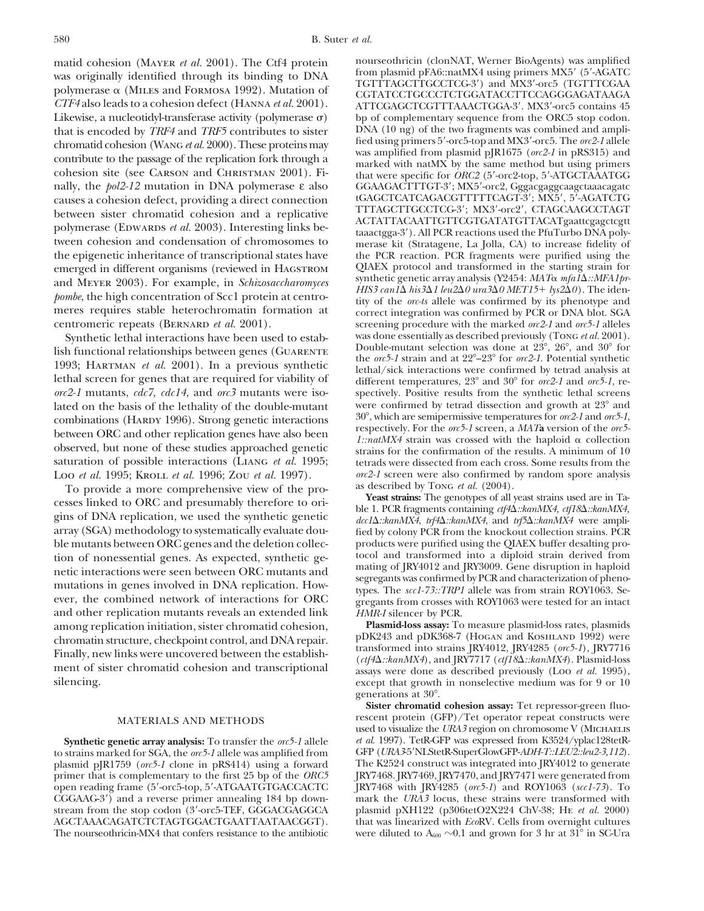matid cohesion (Mayer *et al.* 2001). The Ctf4 protein was originally identified through its binding to DNA polymerase α (Miles and Formosa 1992). Mutation of *CTF4* also leads to a cohesion defect (Hanna *et al.* 2001). Likewise, a nucleotidyl-transferase activity (polymerase σ) that is encoded by *TRF4* and *TRF5* contributes to sister chromatid cohesion (Wang *et al.* 2000). These proteins may contribute to the passage of the replication fork through a cohesion site (see Carson and Christman 2001). Finally, the *pol2-12* mutation in DNA polymerase ε also causes a cohesion defect, providing a direct connection between sister chromatid cohesion and a replicative polymerase (Edwards *et al.* 2003). Interesting links between cohesion and condensation of chromosomes to the epigenetic inheritance of transcriptional states have emerged in different organisms (reviewed in Hagstrom and Meyer 2003). For example, in *Schizosaccharomyces pombe*, the high concentration of Scc1 protein at centromeres requires stable heterochromatin formation at centromeric repeats (Bernard *et al.* 2001).

Synthetic lethal interactions have been used to establish functional relationships between genes (Guarente 1993; Hartman *et al.* 2001). In a previous synthetic lethal screen for genes that are required for viability of *orc2-1* mutants, *cdc7, cdc14,* and *orc3* mutants were isolated on the basis of the lethality of the double-mutant combinations (Hardy 1996). Strong genetic interactions between ORC and other replication genes have also been observed, but none of these studies approached genetic saturation of possible interactions (Liang *et al.* 1995; Loo *et al.* 1995; Kroll *et al.* 1996; Zou *et al.* 1997).

To provide a more comprehensive view of the processes linked to ORC and presumably therefore to origins of DNA replication, we used the synthetic genetic array (SGA) methodology to systematically evaluate double mutants between ORC genes and the deletion collection of nonessential genes. As expected, synthetic genetic interactions were seen between ORC mutants and mutations in genes involved in DNA replication. However, the combined network of interactions for ORC and other replication mutants reveals an extended link among replication initiation, sister chromatid cohesion, chromatin structure, checkpoint control, and DNA repair. Finally, new links were uncovered between the establishment of sister chromatid cohesion and transcriptional silencing.

## MATERIALS AND METHODS

**Synthetic genetic array analysis:** To transfer the *orc5-1* allele to strains marked for SGA, the *orc5-1* allele was amplified from plasmid pJR1759 (*orc5-1* clone in pRS414) using a forward primer that is complementary to the first 25 bp of the *ORC5* open reading frame (5′-orc5-top, 5′-ATGAATGTGACCACTC CGGAAG-3′) and a reverse primer annealing 184 bp downstream from the stop codon (3′-orc5-TEF, GGGACGAGGCA AGCTAAACAGATCTCTAGTGGACTGAATTAATAACGGT). The nourseothricin-MX4 that confers resistance to the antibiotic nourseothricin (clonNAT, Werner BioAgents) was amplified from plasmid pFA6::natMX4 using primers MX5′ (5′-AGATC TGTTTAGCTTGCCTCG-3′) and MX3′-orc5 (TGTTTCGAA CGTATCCTGCCCTCTGGATACCTTCCAGGGAGATAAGA ATTCGAGCTCGTTTAAACTGGA-3′. MX3′-orc5 contains 45 bp of complementary sequence from the ORC5 stop codon. DNA (10 ng) of the two fragments was combined and amplified using primers 5′-orc5-top and MX3′-orc5. The *orc2-1* allele was amplified from plasmid pJR1675 (*orc2-1* in pRS315) and marked with natMX by the same method but using primers that were specific for *ORC2* (5′-orc2-top, 5′-ATGCTAAATGG GGAAGACTTTGT-3′; MX5′-orc2, Gggacgaggcaagctaaacagatc tGAGCTCATCAGACGTTTTTCAGT-3′; MX5′, 5′-AGATCTG TTTAGCTTGCCTCG-3′; MX3′-orc2′, CTAGCAAGCCTAGT ACTATTACAATTGTTCGTGATATGTTACATgaattcgagctcgtt taaactgga-3′). All PCR reactions used the PfuTurbo DNA polymerase kit (Stratagene, La Jolla, CA) to increase fidelity of the PCR reaction. PCR fragments were purified using the QIAEX protocol and transformed in the starting strain for synthetic genetic array analysis (Y2454: *MAT*α *mfa1Δ::MFA1pr-HIS3 can1Δ his3Δ1 leu2Δ0 ura3Δ0 MET15+ lys2Δ0*). The identity of the *orc-ts* allele was confirmed by its phenotype and correct integration was confirmed by PCR or DNA blot. SGA screening procedure with the marked *orc2-1* and *orc5-1* alleles was done essentially as described previously (Tong *et al.* 2001). Double-mutant selection was done at 23°, 26°, and 30° for the *orc5-1* strain and at 22°–23° for *orc2-1*. Potential synthetic lethal/sick interactions were confirmed by tetrad analysis at different temperatures, 23° and 30° for *orc2-1* and *orc5-1*, respectively. Positive results from the synthetic lethal screens were confirmed by tetrad dissection and growth at 23° and 30°, which are semipermissive temperatures for *orc2-1* and *orc5-1*, respectively. For the *orc5-1* screen, a *MAT***a** version of the *orc5-1::natMX4* strain was crossed with the haploid α collection strains for the confirmation of the results. A minimum of 10 tetrads were dissected from each cross. Some results from the *orc2-1* screen were also confirmed by random spore analysis as described by Tong *et al.* (2004).

**Yeast strains:** The genotypes of all yeast strains used are in Table 1. PCR fragments containing *ctf4Δ::kanMX4, ctf18Δ::kanMX4, dcc1Δ::kanMX4, trf4Δ::kanMX4,* and *trf5Δ::kanMX4* were amplified by colony PCR from the knockout collection strains. PCR products were purified using the QIAEX buffer desalting protocol and transformed into a diploid strain derived from mating of JRY4012 and JRY3009. Gene disruption in haploid segregants was confirmed by PCR and characterization of phenotypes. The *scc1-73::TRP1* allele was from strain ROY1063. Segregants from crosses with ROY1063 were tested for an intact *HMR-I* silencer by PCR.

**Plasmid-loss assay:** To measure plasmid-loss rates, plasmids pDK243 and pDK368-7 (Hogan and Koshland 1992) were transformed into strains JRY4012, JRY4285 (*orc5-1*), JRY7716 (*ctf4Δ::kanMX4*), and JRY7717 (*ctf18Δ::kanMX4*). Plasmid-loss assays were done as described previously (Loo *et al.* 1995), except that growth in nonselective medium was for 9 or 10 generations at 30°.

**Sister chromatid cohesion assay:** Tet repressor-green fluorescent protein (GFP)/Tet operator repeat constructs were used to visualize the *URA3* region on chromosome V (Michaelis *et al.* 1997). TetR-GFP was expressed from K3524/yplac128tetR-GFP (*URA3-5*′NLStetR-SuperGlowGFP-*ADH-T::LEU2::leu2-3,112*). The K2524 construct was integrated into JRY4012 to generate JRY7468. JRY7469, JRY7470, and JRY7471 were generated from JRY7468 with JRY4285 (*orc5-1*) and ROY1063 (*scc1-73*). To mark the *URA3* locus, these strains were transformed with plasmid pXH122 (p306tetO2X224 ChV-38; He *et al.* 2000) that was linearized with *Eco*RV. Cells from overnight cultures were diluted to $A_{600}$ ~0.1 and grown for 3 hr at 31° in SC-Ura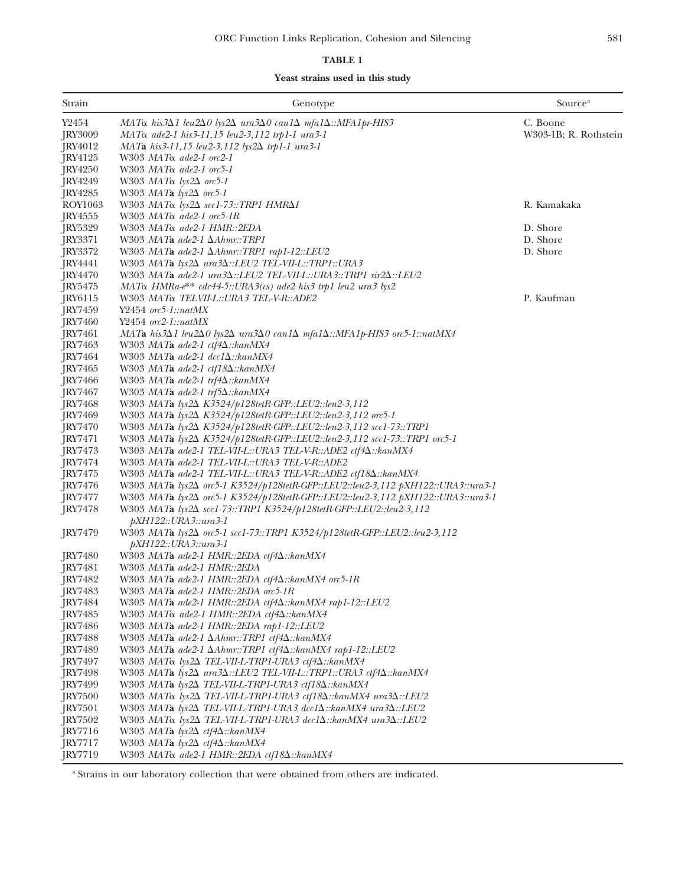**TABLE 1**

**Yeast strains used in this study**

| Strain | Genotype | Source[a] |
|---|---|---|
| Y2454 | *MATα his3Δ1 leu2Δ0 lys2Δ ura3Δ0 can1Δ mfa1Δ::MFA1pr-HIS3* | C. Boone |
| JRY3009 | *MATα ade2-1 his3-11,15 leu2-3,112 trp1-1 ura3-1* | W303-1B; R. Rothstein |
| JRY4012 | *MAT***a** *his3-11,15 leu2-3,112 lys2Δ trp1-1 ura3-1* | |
| JRY4125 | W303 *MATα ade2-1 orc2-1* | |
| JRY4250 | W303 *MATα ade2-1 orc5-1* | |
| JRY4249 | W303 *MATα lys2Δ orc5-1* | |
| JRY4285 | W303 *MAT***a** *lys2Δ orc5-1* | |
| ROY1063 | W303 *MATα lys2Δ scc1-73::TRP1 HMRΔI* | R. Kamakaka |
| JRY4555 | W303 *MATα ade2-1 orc5-1R* | |
| JRY5329 | W303 *MATα ade2-1 HMR::2EDA* | D. Shore |
| JRY3371 | W303 *MAT***a** *ade2-1 ΔAhmr::TRP1* | D. Shore |
| JRY3372 | W303 *MAT***a** *ade2-1 ΔAhmr::TRP1 rap1-12::LEU2* | D. Shore |
| JRY4441 | W303 *MAT***a** *lys2Δ ura3Δ::LEU2 TEL-VII-L::TRP1::URA3* | |
| JRY4470 | W303 *MAT***a** *ade2-1 ura3Δ::LEU2 TEL-VII-L::URA3::TRP1 sir2Δ::LEU2* | |
| JRY5475 | *MATα HMRa-e*** cdc44-5::URA3(cs) ade2 his3 trp1 leu2 ura3 lys2* | |
| JRY6115 | W303 *MATα TELVII-L::URA3 TEL-V-R::ADE2* | P. Kaufman |
| JRY7459 | Y2454 *orc5-1::natMX* | |
| JRY7460 | Y2454 *orc2-1::natMX* | |
| JRY7461 | *MAT***a** *his3Δ1 leu2Δ0 lys2Δ ura3Δ0 can1Δ mfa1Δ::MFA1p-HIS3 orc5-1::natMX4* | |
| JRY7463 | W303 *MAT***a** *ade2-1 ctf4Δ::kanMX4* | |
| JRY7464 | W303 *MAT***a** *ade2-1 dcc1Δ::kanMX4* | |
| JRY7465 | W303 *MAT***a** *ade2-1 ctf18Δ::kanMX4* | |
| JRY7466 | W303 *MAT***a** *ade2-1 trf4Δ::kanMX4* | |
| JRY7467 | W303 *MAT***a** *ade2-1 trf5Δ::kanMX4* | |
| JRY7468 | W303 *MAT***a** *lys2Δ K3524/p128tetR-GFP::LEU2::leu2-3,112* | |
| JRY7469 | W303 *MAT***a** *lys2Δ K3524/p128tetR-GFP::LEU2::leu2-3,112 orc5-1* | |
| JRY7470 | W303 *MAT***a** *lys2Δ K3524/p128tetR-GFP::LEU2::leu2-3,112 scc1-73::TRP1* | |
| JRY7471 | W303 *MAT***a** *lys2Δ K3524/p128tetR-GFP::LEU2::leu2-3,112 scc1-73::TRP1 orc5-1* | |
| JRY7473 | W303 *MAT***a** *ade2-1 TEL-VII-L::URA3 TEL-V-R::ADE2 ctf4Δ::kanMX4* | |
| JRY7474 | W303 *MAT***a** *ade2-1 TEL-VII-L::URA3 TEL-V-R::ADE2* | |
| JRY7475 | W303 *MAT***a** *ade2-1 TEL-VII-L::URA3 TEL-V-R::ADE2 ctf18Δ::kanMX4* | |
| JRY7476 | W303 *MAT***a** *lys2Δ orc5-1 K3524/p128tetR-GFP::LEU2::leu2-3,112 pXH122::URA3::ura3-1* | |
| JRY7477 | W303 *MAT***a** *lys2Δ orc5-1 K3524/p128tetR-GFP::LEU2::leu2-3,112 pXH122::URA3::ura3-1* | |
| JRY7478 | W303 *MAT***a** *lys2Δ scc1-73::TRP1 K3524/p128tetR-GFP::LEU2::leu2-3,112 pXH122::URA3::ura3-1* | |
| JRY7479 | W303 *MAT***a** *lys2Δ orc5-1 scc1-73::TRP1 K3524/p128tetR-GFP::LEU2::leu2-3,112 pXH122::URA3::ura3-1* | |
| JRY7480 | W303 *MAT***a** *ade2-1 HMR::2EDA ctf4Δ::kanMX4* | |
| JRY7481 | W303 *MAT***a** *ade2-1 HMR::2EDA* | |
| JRY7482 | W303 *MAT***a** *ade2-1 HMR::2EDA ctf4Δ::kanMX4 orc5-1R* | |
| JRY7483 | W303 *MAT***a** *ade2-1 HMR::2EDA orc5-1R* | |
| JRY7484 | W303 *MAT***a** *ade2-1 HMR::2EDA ctf4Δ::kanMX4 rap1-12::LEU2* | |
| JRY7485 | W303 *MATα ade2-1 HMR::2EDA ctf4Δ::kanMX4* | |
| JRY7486 | W303 *MAT***a** *ade2-1 HMR::2EDA rap1-12::LEU2* | |
| JRY7488 | W303 *MAT***a** *ade2-1 ΔAhmr::TRP1 ctf4Δ::kanMX4* | |
| JRY7489 | W303 *MAT***a** *ade2-1 ΔAhmr::TRP1 ctf4Δ::kanMX4 rap1-12::LEU2* | |
| JRY7497 | W303 *MATα lys2Δ TEL-VII-L-TRP1-URA3 ctf4Δ::kanMX4* | |
| JRY7498 | W303 *MAT***a** *lys2Δ ura3Δ::LEU2 TEL-VII-L::TRP1::URA3 ctf4Δ::kanMX4* | |
| JRY7499 | W303 *MAT***a** *lys2Δ TEL-VII-L-TRP1-URA3 ctf18Δ::kanMX4* | |
| JRY7500 | W303 *MATα lys2Δ TEL-VII-L-TRP1-URA3 ctf18Δ::kanMX4 ura3Δ::LEU2* | |
| JRY7501 | W303 *MAT***a** *lys2Δ TEL-VII-L-TRP1-URA3 dcc1Δ::kanMX4 ura3Δ::LEU2* | |
| JRY7502 | W303 *MATα lys2Δ TEL-VII-L-TRP1-URA3 dcc1Δ::kanMX4 ura3Δ::LEU2* | |
| JRY7716 | W303 *MAT***a** *lys2Δ ctf4Δ::kanMX4* | |
| JRY7717 | W303 *MAT***a** *lys2Δ ctf4Δ::kanMX4* | |
| JRY7719 | W303 *MATα ade2-1 HMR::2EDA ctf18Δ::kanMX4* | |

[a] Strains in our laboratory collection that were obtained from others are indicated.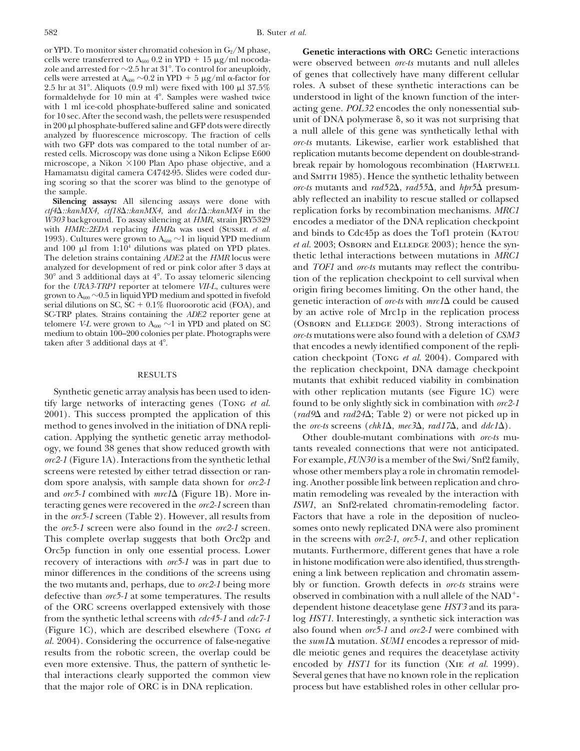or YPD. To monitor sister chromatid cohesion in $G_2/M$ phase, cells were transferred to $A_{600}$ 0.2 in YPD + 15 μg/ml nocodazole and arrested for ~2.5 hr at 31°. To control for aneuploidy, cells were arrested at $A_{600}$ ~0.2 in YPD + 5 μg/ml α-factor for 2.5 hr at 31°. Aliquots (0.9 ml) were fixed with 100 μl 37.5% formaldehyde for 10 min at 4°. Samples were washed twice with 1 ml ice-cold phosphate-buffered saline and sonicated for 10 sec. After the second wash, the pellets were resuspended in 200 μl phosphate-buffered saline and GFP dots were directly analyzed by fluorescence microscopy. The fraction of cells with two GFP dots was compared to the total number of arrested cells. Microscopy was done using a Nikon Eclipse E600 microscope, a Nikon ×100 Plan Apo phase objective, and a Hamamatsu digital camera C4742-95. Slides were coded during scoring so that the scorer was blind to the genotype of the sample.

**Silencing assays:** All silencing assays were done with *ctf4*Δ*::kanMX4*, *ctf18*Δ*::kanMX4*, and *dcc1*Δ*::kanMX4* in the *W303* background. To assay silencing at *HMR*, strain JRY5329 with *HMR::2EDA* replacing *HMR*a was used (Sussel *et al.* 1993). Cultures were grown to $A_{600}$ ~1 in liquid YPD medium and 100 μl from 1:10^4 dilutions was plated on YPD plates. The deletion strains containing *ADE2* at the *HMR* locus were analyzed for development of red or pink color after 3 days at 30° and 3 additional days at 4°. To assay telomeric silencing for the *URA3-TRP1* reporter at telomere *VII-L*, cultures were grown to $A_{600}$ ~0.5 in liquid YPD medium and spotted in fivefold serial dilutions on SC, SC + 0.1% fluoroorotic acid (FOA), and SC-TRP plates. Strains containing the *ADE2* reporter gene at telomere *V-L* were grown to $A_{600}$ ~1 in YPD and plated on SC medium to obtain 100–200 colonies per plate. Photographs were taken after 3 additional days at 4°.

## RESULTS

Synthetic genetic array analysis has been used to identify large networks of interacting genes (Tong *et al.* 2001). This success prompted the application of this method to genes involved in the initiation of DNA replication. Applying the synthetic genetic array methodology, we found 38 genes that show reduced growth with *orc2-1* (Figure 1A). Interactions from the synthetic lethal screens were retested by either tetrad dissection or random spore analysis, with sample data shown for *orc2-1* and *orc5-1* combined with *mrc1*Δ (Figure 1B). More interacting genes were recovered in the *orc2-1* screen than in the *orc5-1* screen (Table 2). However, all results from the *orc5-1* screen were also found in the *orc2-1* screen. This complete overlap suggests that both Orc2p and Orc5p function in only one essential process. Lower recovery of interactions with *orc5-1* was in part due to minor differences in the conditions of the screens using the two mutants and, perhaps, due to *orc2-1* being more defective than *orc5-1* at some temperatures. The results of the ORC screens overlapped extensively with those from the synthetic lethal screens with *cdc45-1* and *cdc7-1* (Figure 1C), which are described elsewhere (Tong *et al.* 2004). Considering the occurrence of false-negative results from the robotic screen, the overlap could be even more extensive. Thus, the pattern of synthetic lethal interactions clearly supported the common view that the major role of ORC is in DNA replication.

**Genetic interactions with ORC:** Genetic interactions were observed between *orc-ts* mutants and null alleles of genes that collectively have many different cellular roles. A subset of these synthetic interactions can be understood in light of the known function of the interacting gene. *POL32* encodes the only nonessential subunit of DNA polymerase δ, so it was not surprising that a null allele of this gene was synthetically lethal with *orc-ts* mutants. Likewise, earlier work established that replication mutants become dependent on double-strand-break repair by homologous recombination (Hartwell and Smith 1985). Hence the synthetic lethality between *orc-ts* mutants and *rad52*Δ, *rad55*Δ, and *hpr5*Δ presumably reflected an inability to rescue stalled or collapsed replication forks by recombination mechanisms. *MRC1* encodes a mediator of the DNA replication checkpoint and binds to Cdc45p as does the Tof1 protein (Katou *et al.* 2003; Osborn and Elledge 2003); hence the synthetic lethal interactions between mutations in *MRC1* and *TOF1* and *orc-ts* mutants may reflect the contribution of the replication checkpoint to cell survival when origin firing becomes limiting. On the other hand, the genetic interaction of *orc-ts* with *mrc1*Δ could be caused by an active role of Mrc1p in the replication process (Osborn and Elledge 2003). Strong interactions of *orc-ts* mutations were also found with a deletion of *CSM3* that encodes a newly identified component of the replication checkpoint (Tong *et al.* 2004). Compared with the replication checkpoint, DNA damage checkpoint mutants that exhibit reduced viability in combination with other replication mutants (see Figure 1C) were found to be only slightly sick in combination with *orc2-1* (*rad9*Δ and *rad24*Δ; Table 2) or were not picked up in the *orc-ts* screens (*chk1*Δ, *mec3*Δ, *rad17*Δ, and *ddc1*Δ).

Other double-mutant combinations with *orc-ts* mutants revealed connections that were not anticipated. For example, *FUN30* is a member of the Swi/Snf2 family, whose other members play a role in chromatin remodeling. Another possible link between replication and chromatin remodeling was revealed by the interaction with *ISW1*, an Snf2-related chromatin-remodeling factor. Factors that have a role in the deposition of nucleosomes onto newly replicated DNA were also prominent in the screens with *orc2-1*, *orc5-1*, and other replication mutants. Furthermore, different genes that have a role in histone modification were also identified, thus strengthening a link between replication and chromatin assembly or function. Growth defects in *orc-ts* strains were observed in combination with a null allele of the $NAD^+$-dependent histone deacetylase gene *HST3* and its paralog *HST1*. Interestingly, a synthetic sick interaction was also found when *orc5-1* and *orc2-1* were combined with the *sum1*Δ mutation. *SUM1* encodes a repressor of middle meiotic genes and requires the deacetylase activity encoded by *HST1* for its function (Xie *et al.* 1999). Several genes that have no known role in the replication process but have established roles in other cellular pro-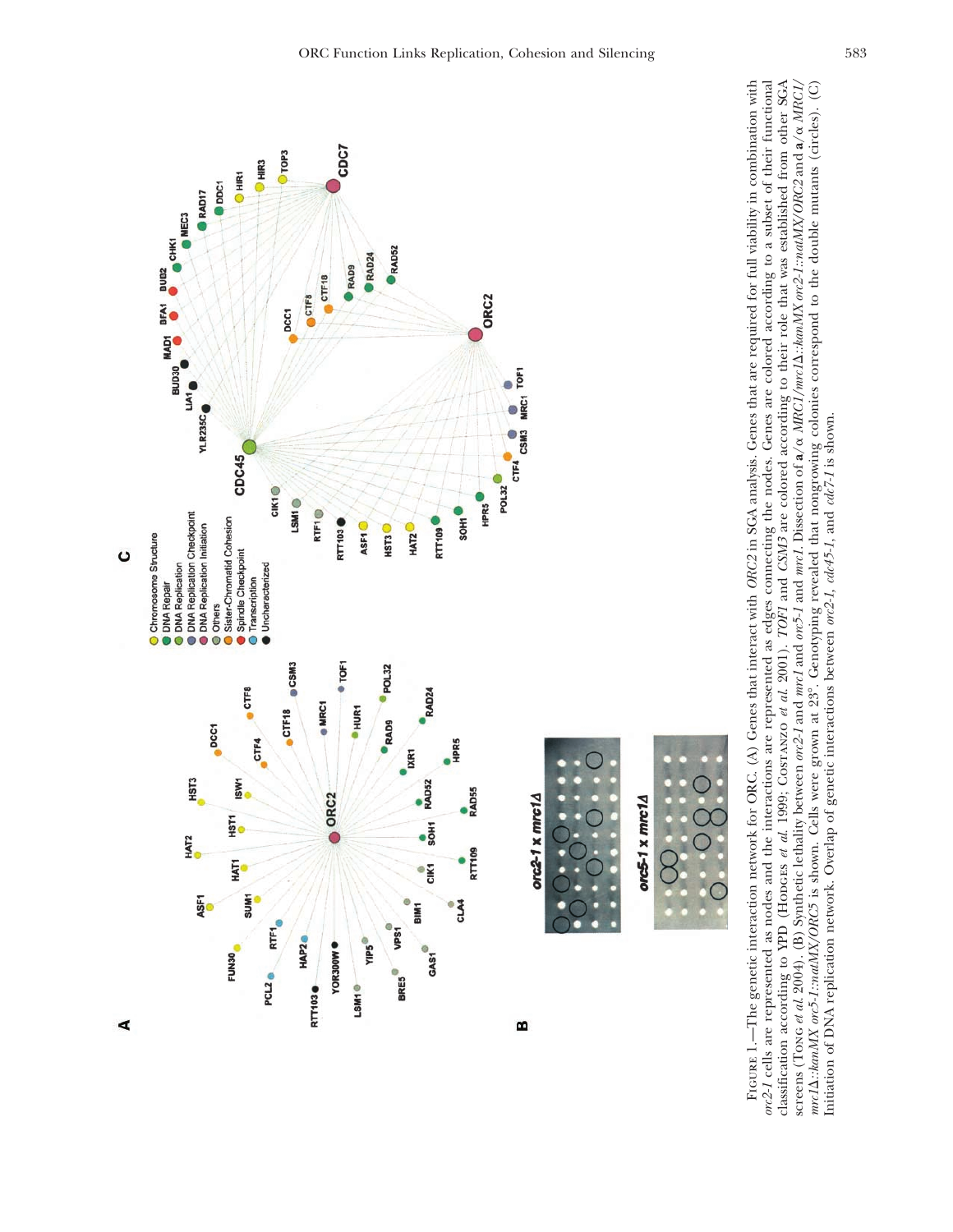FIGURE 1.—The genetic interaction network for ORC. (A) Genes that interact with *ORC2* in SGA analysis. Genes that are required for full viability in combination with *orc2-1* cells are represented as nodes and the interactions are represented as edges connecting the nodes. Genes are colored according to a subset of their functional classification according to YPD (HODGES *et al.* 1999; COSTANZO *et al.* 2001). *TOF1* and *CSM3* are colored according to their role that was established from other SGA screens (TONG *et al.* 2004). (B) Synthetic lethality between *orc2-1* and *mrc1* and *orc5-1* and *mrc1*. Dissection of **a**/α *MRC1/mrc1*Δ*::kanMX orc2-1::natMX/ORC2* and **a**/α *MRC1/mrc1*Δ*::kanMX orc5-1::natMX/ORC5* is shown. Cells were grown at 23°. Genotyping revealed that nongrowing colonies correspond to the double mutants (circles). (C) Initiation of DNA replication network. Overlap of genetic interactions between *orc2-1*, *cdc45-1*, and *cdc7-1* is shown.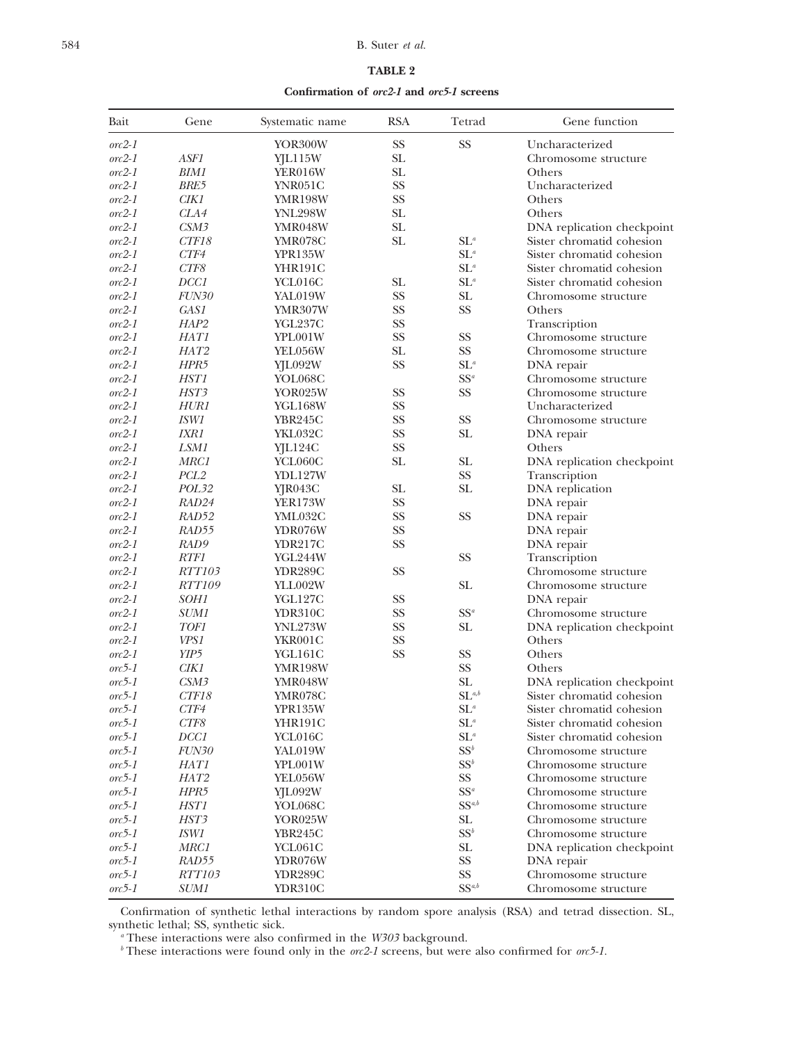**TABLE 2**

**Confirmation of *orc2-1* and *orc5-1* screens**

| Bait | Gene | Systematic name | RSA | Tetrad | Gene function |
|---|---|---|---|---|---|
| *orc2-1* | | YOR300W | SS | SS | Uncharacterized |
| *orc2-1* | *ASF1* | YJL115W | SL | | Chromosome structure |
| *orc2-1* | *BIM1* | YER016W | SL | | Others |
| *orc2-1* | *BRE5* | YNR051C | SS | | Uncharacterized |
| *orc2-1* | *CIK1* | YMR198W | SS | | Others |
| *orc2-1* | *CLA4* | YNL298W | SL | | Others |
| *orc2-1* | *CSM3* | YMR048W | SL | | DNA replication checkpoint |
| *orc2-1* | *CTF18* | YMR078C | SL | SL[a] | Sister chromatid cohesion |
| *orc2-1* | *CTF4* | YPR135W | | SL[a] | Sister chromatid cohesion |
| *orc2-1* | *CTF8* | YHR191C | | SL[a] | Sister chromatid cohesion |
| *orc2-1* | *DCC1* | YCL016C | SL | SL[a] | Sister chromatid cohesion |
| *orc2-1* | *FUN30* | YAL019W | SS | SL | Chromosome structure |
| *orc2-1* | *GAS1* | YMR307W | SS | SS | Others |
| *orc2-1* | *HAP2* | YGL237C | SS | | Transcription |
| *orc2-1* | *HAT1* | YPL001W | SS | SS | Chromosome structure |
| *orc2-1* | *HAT2* | YEL056W | SL | SS | Chromosome structure |
| *orc2-1* | *HPR5* | YJL092W | SS | SL[a] | DNA repair |
| *orc2-1* | *HST1* | YOL068C | | SS[a] | Chromosome structure |
| *orc2-1* | *HST3* | YOR025W | SS | SS | Chromosome structure |
| *orc2-1* | *HUR1* | YGL168W | SS | | Uncharacterized |
| *orc2-1* | *ISW1* | YBR245C | SS | SS | Chromosome structure |
| *orc2-1* | *IXR1* | YKL032C | SS | SL | DNA repair |
| *orc2-1* | *LSM1* | YJL124C | SS | | Others |
| *orc2-1* | *MRC1* | YCL060C | SL | SL | DNA replication checkpoint |
| *orc2-1* | *PCL2* | YDL127W | | SS | Transcription |
| *orc2-1* | *POL32* | YJR043C | SL | SL | DNA replication |
| *orc2-1* | *RAD24* | YER173W | SS | | DNA repair |
| *orc2-1* | *RAD52* | YML032C | SS | SS | DNA repair |
| *orc2-1* | *RAD55* | YDR076W | SS | | DNA repair |
| *orc2-1* | *RAD9* | YDR217C | SS | | DNA repair |
| *orc2-1* | *RTF1* | YGL244W | | SS | Transcription |
| *orc2-1* | *RTT103* | YDR289C | SS | | Chromosome structure |
| *orc2-1* | *RTT109* | YLL002W | | SL | Chromosome structure |
| *orc2-1* | *SOH1* | YGL127C | SS | | DNA repair |
| *orc2-1* | *SUM1* | YDR310C | SS | SS[a] | Chromosome structure |
| *orc2-1* | *TOF1* | YNL273W | SS | SL | DNA replication checkpoint |
| *orc2-1* | *VPS1* | YKR001C | SS | | Others |
| *orc2-1* | *YIP5* | YGL161C | SS | SS | Others |
| *orc5-1* | *CIK1* | YMR198W | | SS | Others |
| *orc5-1* | *CSM3* | YMR048W | | SL | DNA replication checkpoint |
| *orc5-1* | *CTF18* | YMR078C | | SL[a,b] | Sister chromatid cohesion |
| *orc5-1* | *CTF4* | YPR135W | | SL[a] | Sister chromatid cohesion |
| *orc5-1* | *CTF8* | YHR191C | | SL[a] | Sister chromatid cohesion |
| *orc5-1* | *DCC1* | YCL016C | | SL[a] | Sister chromatid cohesion |
| *orc5-1* | *FUN30* | YAL019W | | SS[b] | Chromosome structure |
| *orc5-1* | *HAT1* | YPL001W | | SS[b] | Chromosome structure |
| *orc5-1* | *HAT2* | YEL056W | | SS | Chromosome structure |
| *orc5-1* | *HPR5* | YJL092W | | SS[a] | Chromosome structure |
| *orc5-1* | *HST1* | YOL068C | | SS[a,b] | Chromosome structure |
| *orc5-1* | *HST3* | YOR025W | | SL | Chromosome structure |
| *orc5-1* | *ISW1* | YBR245C | | SS[b] | Chromosome structure |
| *orc5-1* | *MRC1* | YCL061C | | SL | DNA replication checkpoint |
| *orc5-1* | *RAD55* | YDR076W | | SS | DNA repair |
| *orc5-1* | *RTT103* | YDR289C | | SS | Chromosome structure |
| *orc5-1* | *SUM1* | YDR310C | | SS[a,b] | Chromosome structure |

Confirmation of synthetic lethal interactions by random spore analysis (RSA) and tetrad dissection. SL, synthetic lethal; SS, synthetic sick.

[a] These interactions were also confirmed in the *W303* background.

[b] These interactions were found only in the *orc2-1* screens, but were also confirmed for *orc5-1*.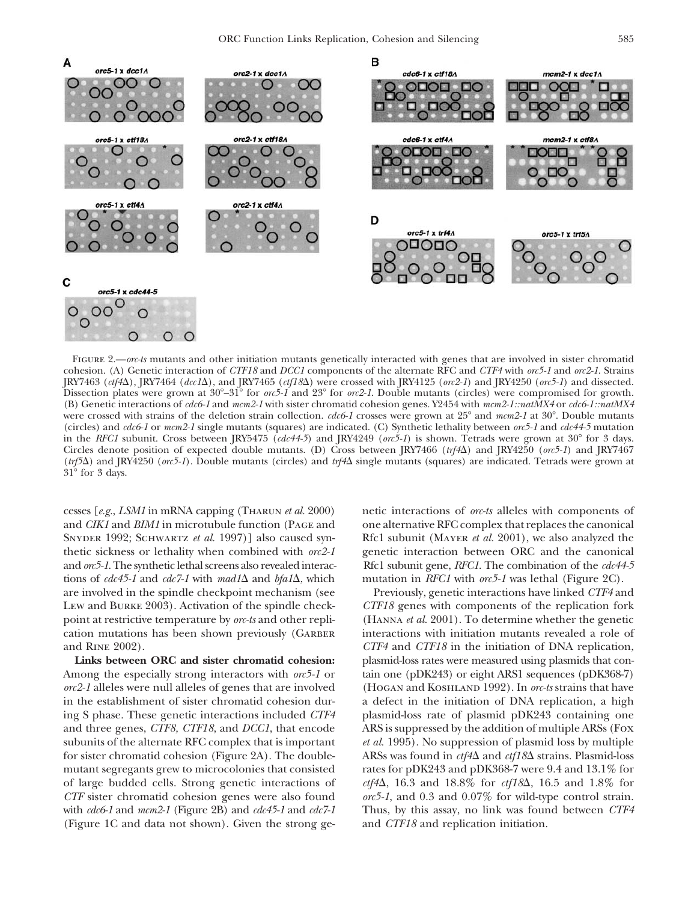FIGURE 2.—*orc-ts* mutants and other initiation mutants genetically interacted with genes that are involved in sister chromatid cohesion. (A) Genetic interaction of *CTF18* and *DCC1* components of the alternate RFC and *CTF4* with *orc5-1* and *orc2-1*. Strains JRY7463 (*ctf4*Δ), JRY7464 (*dcc1*Δ), and JRY7465 (*ctf18*Δ) were crossed with JRY4125 (*orc2-1*) and JRY4250 (*orc5-1*) and dissected. Dissection plates were grown at 30°–31° for *orc5-1* and 23° for *orc2-1*. Double mutants (circles) were compromised for growth. (B) Genetic interactions of *cdc6-1* and *mcm2-1* with sister chromatid cohesion genes. Y2454 with *mcm2-1::natMX4* or *cdc6-1::natMX4* were crossed with strains of the deletion strain collection. *cdc6-1* crosses were grown at 25° and *mcm2-1* at 30°. Double mutants (circles) and *cdc6-1* or *mcm2-1* single mutants (squares) are indicated. (C) Synthetic lethality between *orc5-1* and *cdc44-5* mutation in the *RFC1* subunit. Cross between JRY5475 (*cdc44-5*) and JRY4249 (*orc5-1*) is shown. Tetrads were grown at 30° for 3 days. Circles denote position of expected double mutants. (D) Cross between JRY7466 (*trf4*Δ) and JRY4250 (*orc5-1*) and JRY7467 (*trf5*Δ) and JRY4250 (*orc5-1*). Double mutants (circles) and *trf4*Δ single mutants (squares) are indicated. Tetrads were grown at 31° for 3 days.

cesses [*e.g.*, *LSM1* in mRNA capping (Tharun *et al.* 2000) and *CIK1* and *BIM1* in microtubule function (Page and Snyder 1992; Schwartz *et al.* 1997)] also caused synthetic sickness or lethality when combined with *orc2-1* and *orc5-1*. The synthetic lethal screens also revealed interactions of *cdc45-1* and *cdc7-1* with *mad1*Δ and *bfa1*Δ, which are involved in the spindle checkpoint mechanism (see Lew and Burke 2003). Activation of the spindle checkpoint at restrictive temperature by *orc-ts* and other replication mutations has been shown previously (Garber and Rine 2002).

**Links between ORC and sister chromatid cohesion:** Among the especially strong interactors with *orc5-1* or *orc2-1* alleles were null alleles of genes that are involved in the establishment of sister chromatid cohesion during S phase. These genetic interactions included *CTF4* and three genes, *CTF8*, *CTF18*, and *DCC1*, that encode subunits of the alternate RFC complex that is important for sister chromatid cohesion (Figure 2A). The double-mutant segregants grew to microcolonies that consisted of large budded cells. Strong genetic interactions of *CTF* sister chromatid cohesion genes were also found with *cdc6-1* and *mcm2-1* (Figure 2B) and *cdc45-1* and *cdc7-1* (Figure 1C and data not shown). Given the strong genetic interactions of *orc-ts* alleles with components of one alternative RFC complex that replaces the canonical Rfc1 subunit (Mayer *et al.* 2001), we also analyzed the genetic interaction between ORC and the canonical Rfc1 subunit gene, *RFC1*. The combination of the *cdc44-5* mutation in *RFC1* with *orc5-1* was lethal (Figure 2C).

Previously, genetic interactions have linked *CTF4* and *CTF18* genes with components of the replication fork (Hanna *et al.* 2001). To determine whether the genetic interactions with initiation mutants revealed a role of *CTF4* and *CTF18* in the initiation of DNA replication, plasmid-loss rates were measured using plasmids that contain one (pDK243) or eight ARS1 sequences (pDK368-7) (Hogan and Koshland 1992). In *orc-ts* strains that have a defect in the initiation of DNA replication, a high plasmid-loss rate of plasmid pDK243 containing one ARS is suppressed by the addition of multiple ARSs (Fox *et al.* 1995). No suppression of plasmid loss by multiple ARSs was found in *ctf4*Δ and *ctf18*Δ strains. Plasmid-loss rates for pDK243 and pDK368-7 were 9.4 and 13.1% for *ctf4*Δ, 16.3 and 18.8% for *ctf18*Δ, 16.5 and 1.8% for *orc5-1*, and 0.3 and 0.07% for wild-type control strain. Thus, by this assay, no link was found between *CTF4* and *CTF18* and replication initiation.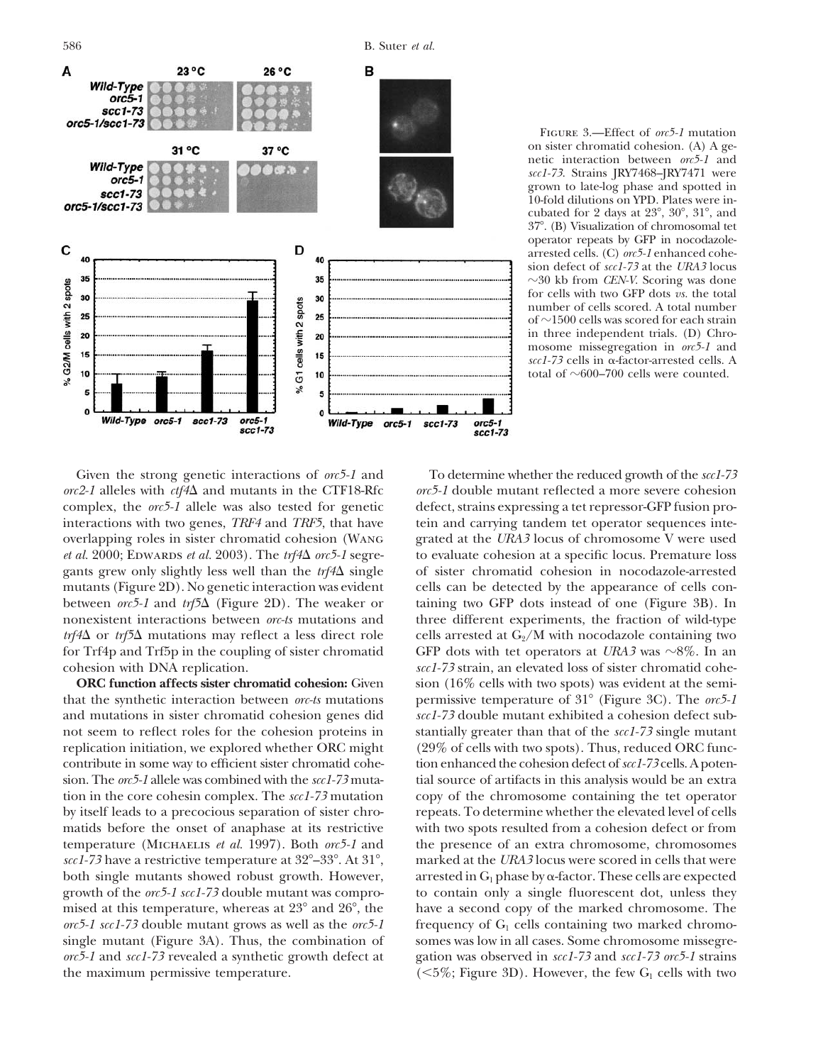FIGURE 3.—Effect of *orc5-1* mutation on sister chromatid cohesion. (A) A genetic interaction between *orc5-1* and *scc1-73*. Strains JRY7468–JRY7471 were grown to late-log phase and spotted in 10-fold dilutions on YPD. Plates were incubated for 2 days at 23°, 30°, 31°, and 37°. (B) Visualization of chromosomal tet operator repeats by GFP in nocodazole-arrested cells. (C) *orc5-1* enhanced cohesion defect of *scc1-73* at the *URA3* locus ~30 kb from *CEN-V*. Scoring was done for cells with two GFP dots *vs.* the total number of cells scored. A total number of ~1500 cells was scored for each strain in three independent trials. (D) Chromosome missegregation in *orc5-1* and *scc1-73* cells in α-factor-arrested cells. A total of ~600–700 cells were counted.

Given the strong genetic interactions of *orc5-1* and *orc2-1* alleles with *ctf4*Δ and mutants in the CTF18-Rfc complex, the *orc5-1* allele was also tested for genetic interactions with two genes, *TRF4* and *TRF5*, that have overlapping roles in sister chromatid cohesion (WANG *et al.* 2000; EDWARDS *et al.* 2003). The *trf4*Δ *orc5-1* segregants grew only slightly less well than the *trf4*Δ single mutants (Figure 2D). No genetic interaction was evident between *orc5-1* and *trf5*Δ (Figure 2D). The weaker or nonexistent interactions between *orc-ts* mutations and *trf4*Δ or *trf5*Δ mutations may reflect a less direct role for Trf4p and Trf5p in the coupling of sister chromatid cohesion with DNA replication.

**ORC function affects sister chromatid cohesion:** Given that the synthetic interaction between *orc-ts* mutations and mutations in sister chromatid cohesion genes did not seem to reflect roles for the cohesion proteins in replication initiation, we explored whether ORC might contribute in some way to efficient sister chromatid cohesion. The *orc5-1* allele was combined with the *scc1-73* mutation in the core cohesin complex. The *scc1-73* mutation by itself leads to a precocious separation of sister chromatids before the onset of anaphase at its restrictive temperature (MICHAELIS *et al.* 1997). Both *orc5-1* and *scc1-73* have a restrictive temperature at 32°–33°. At 31°, both single mutants showed robust growth. However, growth of the *orc5-1 scc1-73* double mutant was compromised at this temperature, whereas at 23° and 26°, the *orc5-1 scc1-73* double mutant grows as well as the *orc5-1* single mutant (Figure 3A). Thus, the combination of *orc5-1* and *scc1-73* revealed a synthetic growth defect at the maximum permissive temperature.

To determine whether the reduced growth of the *scc1-73 orc5-1* double mutant reflected a more severe cohesion defect, strains expressing a tet repressor-GFP fusion protein and carrying tandem tet operator sequences integrated at the *URA3* locus of chromosome V were used to evaluate cohesion at a specific locus. Premature loss of sister chromatid cohesion in nocodazole-arrested cells can be detected by the appearance of cells containing two GFP dots instead of one (Figure 3B). In three different experiments, the fraction of wild-type cells arrested at $G_2$/M with nocodazole containing two GFP dots with tet operators at *URA3* was ~8%. In an *scc1-73* strain, an elevated loss of sister chromatid cohesion (16% cells with two spots) was evident at the semipermissive temperature of 31° (Figure 3C). The *orc5-1 scc1-73* double mutant exhibited a cohesion defect substantially greater than that of the *scc1-73* single mutant (29% of cells with two spots). Thus, reduced ORC function enhanced the cohesion defect of *scc1-73* cells. A potential source of artifacts in this analysis would be an extra copy of the chromosome containing the tet operator repeats. To determine whether the elevated level of cells with two spots resulted from a cohesion defect or from the presence of an extra chromosome, chromosomes marked at the *URA3* locus were scored in cells that were arrested in $G_1$ phase by α-factor. These cells are expected to contain only a single fluorescent dot, unless they have a second copy of the marked chromosome. The frequency of $G_1$ cells containing two marked chromosomes was low in all cases. Some chromosome missegregation was observed in *scc1-73* and *scc1-73 orc5-1* strains (<5%; Figure 3D). However, the few $G_1$ cells with two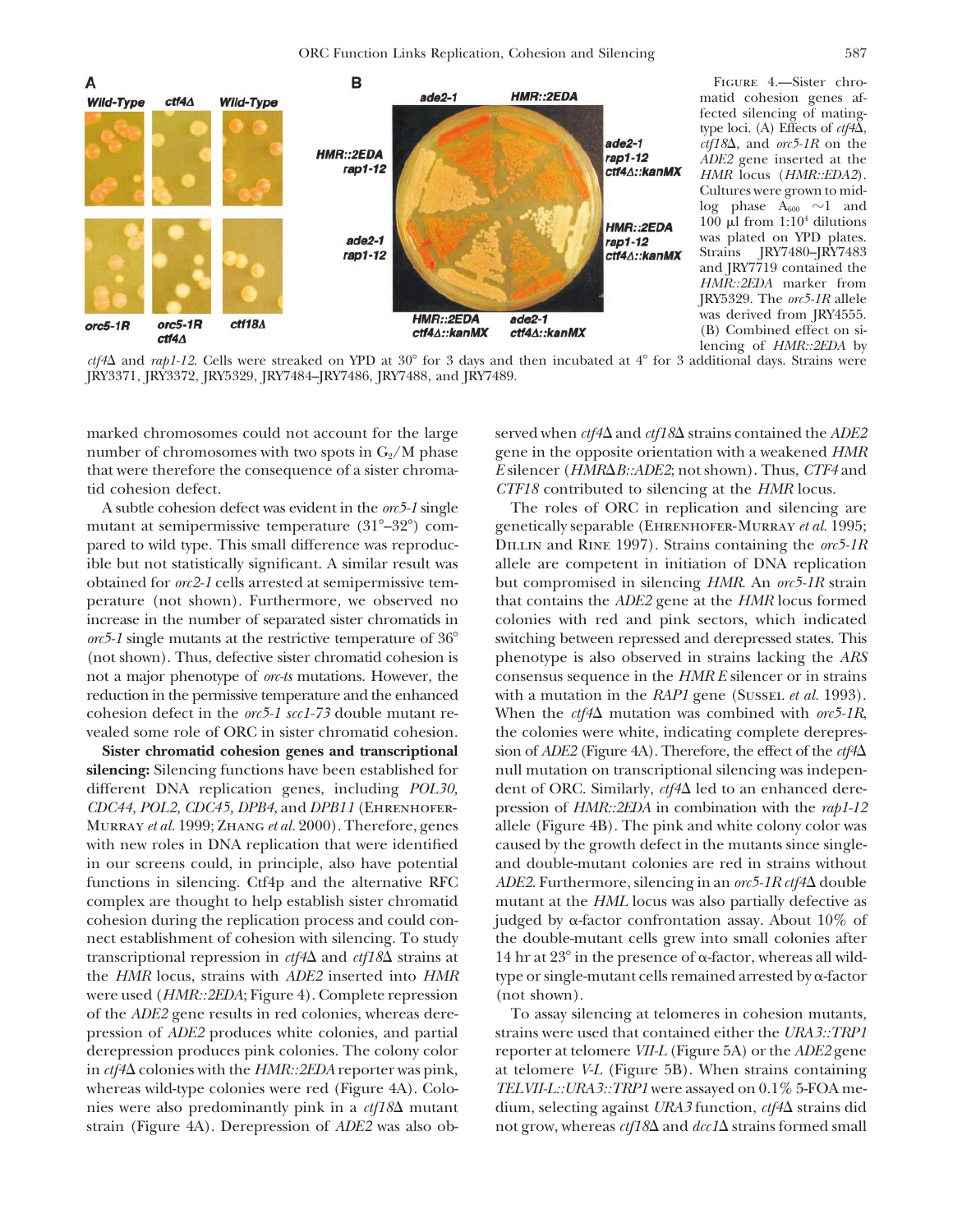FIGURE 4.—Sister chromatid cohesion genes affected silencing of mating-type loci. (A) Effects of *ctf4Δ*, *ctf18Δ*, and *orc5-1R* on the *ADE2* gene inserted at the *HMR* locus (*HMR::EDA2*). Cultures were grown to mid-log phase $A_{600}$ ~1 and 100 μl from $1{:}10^4$ dilutions was plated on YPD plates. Strains JRY7480–JRY7483 and JRY7719 contained the *HMR::2EDA* marker from JRY5329. The *orc5-1R* allele was derived from JRY4555. (B) Combined effect on silencing of *HMR::2EDA* by *ctf4Δ* and *rap1-12*. Cells were streaked on YPD at 30° for 3 days and then incubated at 4° for 3 additional days. Strains were JRY3371, JRY3372, JRY5329, JRY7484–JRY7486, JRY7488, and JRY7489.

marked chromosomes could not account for the large number of chromosomes with two spots in $G_2$/M phase that were therefore the consequence of a sister chromatid cohesion defect.

A subtle cohesion defect was evident in the *orc5-1* single mutant at semipermissive temperature (31°–32°) compared to wild type. This small difference was reproducible but not statistically significant. A similar result was obtained for *orc2-1* cells arrested at semipermissive temperature (not shown). Furthermore, we observed no increase in the number of separated sister chromatids in *orc5-1* single mutants at the restrictive temperature of 36° (not shown). Thus, defective sister chromatid cohesion is not a major phenotype of *orc-ts* mutations. However, the reduction in the permissive temperature and the enhanced cohesion defect in the *orc5-1 scc1-73* double mutant revealed some role of ORC in sister chromatid cohesion.

**Sister chromatid cohesion genes and transcriptional silencing:** Silencing functions have been established for different DNA replication genes, including *POL30, CDC44, POL2, CDC45, DPB4,* and *DPB11* (Ehrenhofer-Murray *et al.* 1999; Zhang *et al.* 2000). Therefore, genes with new roles in DNA replication that were identified in our screens could, in principle, also have potential functions in silencing. Ctf4p and the alternative RFC complex are thought to help establish sister chromatid cohesion during the replication process and could connect establishment of cohesion with silencing. To study transcriptional repression in *ctf4Δ* and *ctf18Δ* strains at the *HMR* locus, strains with *ADE2* inserted into *HMR* were used (*HMR::2EDA*; Figure 4). Complete repression of the *ADE2* gene results in red colonies, whereas derepression of *ADE2* produces white colonies, and partial derepression produces pink colonies. The colony color in *ctf4Δ* colonies with the *HMR::2EDA* reporter was pink, whereas wild-type colonies were red (Figure 4A). Colonies were also predominantly pink in a *ctf18Δ* mutant strain (Figure 4A). Derepression of *ADE2* was also observed when *ctf4Δ* and *ctf18Δ* strains contained the *ADE2* gene in the opposite orientation with a weakened *HMR E* silencer (*HMRΔB::ADE2*; not shown). Thus, *CTF4* and *CTF18* contributed to silencing at the *HMR* locus.

The roles of ORC in replication and silencing are genetically separable (Ehrenhofer-Murray *et al.* 1995; Dillin and Rine 1997). Strains containing the *orc5-1R* allele are competent in initiation of DNA replication but compromised in silencing *HMR*. An *orc5-1R* strain that contains the *ADE2* gene at the *HMR* locus formed colonies with red and pink sectors, which indicated switching between repressed and derepressed states. This phenotype is also observed in strains lacking the *ARS* consensus sequence in the *HMR E* silencer or in strains with a mutation in the *RAP1* gene (Sussel *et al.* 1993). When the *ctf4Δ* mutation was combined with *orc5-1R*, the colonies were white, indicating complete derepression of *ADE2* (Figure 4A). Therefore, the effect of the *ctf4Δ* null mutation on transcriptional silencing was independent of ORC. Similarly, *ctf4Δ* led to an enhanced derepression of *HMR::2EDA* in combination with the *rap1-12* allele (Figure 4B). The pink and white colony color was caused by the growth defect in the mutants since single- and double-mutant colonies are red in strains without *ADE2*. Furthermore, silencing in an *orc5-1R ctf4Δ* double mutant at the *HML* locus was also partially defective as judged by α-factor confrontation assay. About 10% of the double-mutant cells grew into small colonies after 14 hr at 23° in the presence of α-factor, whereas all wild-type or single-mutant cells remained arrested by α-factor (not shown).

To assay silencing at telomeres in cohesion mutants, strains were used that contained either the *URA3::TRP1* reporter at telomere *VII-L* (Figure 5A) or the *ADE2* gene at telomere *V-L* (Figure 5B). When strains containing *TELVII-L::URA3::TRP1* were assayed on 0.1% 5-FOA medium, selecting against *URA3* function, *ctf4Δ* strains did not grow, whereas *ctf18Δ* and *dcc1Δ* strains formed small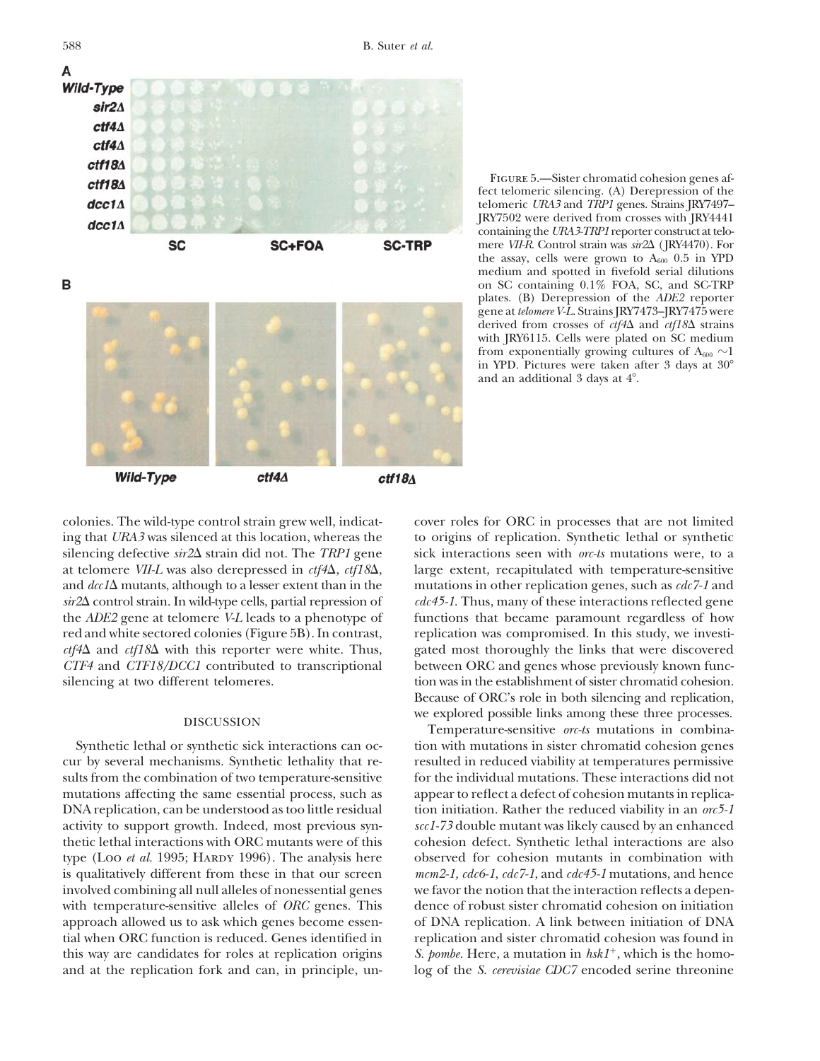FIGURE 5.—Sister chromatid cohesion genes affect telomeric silencing. (A) Derepression of the telomeric *URA3* and *TRP1* genes. Strains JRY7497–JRY7502 were derived from crosses with JRY4441 containing the *URA3-TRP1* reporter construct at telomere *VII-R*. Control strain was *sir2*Δ (JRY4470). For the assay, cells were grown to $A_{600}$ 0.5 in YPD medium and spotted in fivefold serial dilutions on SC containing 0.1% FOA, SC, and SC-TRP plates. (B) Derepression of the *ADE2* reporter gene at *telomere V-L*. Strains JRY7473–JRY7475 were derived from crosses of *ctf4*Δ and *ctf18*Δ strains with JRY6115. Cells were plated on SC medium from exponentially growing cultures of $A_{600}$ ~1 in YPD. Pictures were taken after 3 days at 30° and an additional 3 days at 4°.

colonies. The wild-type control strain grew well, indicating that *URA3* was silenced at this location, whereas the silencing defective *sir2*Δ strain did not. The *TRP1* gene at telomere *VII-L* was also derepressed in *ctf4*Δ, *ctf18*Δ, and *dcc1*Δ mutants, although to a lesser extent than in the *sir2*Δ control strain. In wild-type cells, partial repression of the *ADE2* gene at telomere *V-L* leads to a phenotype of red and white sectored colonies (Figure 5B). In contrast, *ctf4*Δ and *ctf18*Δ with this reporter were white. Thus, *CTF4* and *CTF18/DCC1* contributed to transcriptional silencing at two different telomeres.

## DISCUSSION

Synthetic lethal or synthetic sick interactions can occur by several mechanisms. Synthetic lethality that results from the combination of two temperature-sensitive mutations affecting the same essential process, such as DNA replication, can be understood as too little residual activity to support growth. Indeed, most previous synthetic lethal interactions with ORC mutants were of this type (Loo *et al.* 1995; Hardy 1996). The analysis here is qualitatively different from these in that our screen involved combining all null alleles of nonessential genes with temperature-sensitive alleles of *ORC* genes. This approach allowed us to ask which genes become essential when ORC function is reduced. Genes identified in this way are candidates for roles at replication origins and at the replication fork and can, in principle, uncover roles for ORC in processes that are not limited to origins of replication. Synthetic lethal or synthetic sick interactions seen with *orc-ts* mutations were, to a large extent, recapitulated with temperature-sensitive mutations in other replication genes, such as *cdc7-1* and *cdc45-1*. Thus, many of these interactions reflected gene functions that became paramount regardless of how replication was compromised. In this study, we investigated most thoroughly the links that were discovered between ORC and genes whose previously known function was in the establishment of sister chromatid cohesion. Because of ORC's role in both silencing and replication, we explored possible links among these three processes.

Temperature-sensitive *orc-ts* mutations in combination with mutations in sister chromatid cohesion genes resulted in reduced viability at temperatures permissive for the individual mutations. These interactions did not appear to reflect a defect of cohesion mutants in replication initiation. Rather the reduced viability in an *orc5-1 scc1-73* double mutant was likely caused by an enhanced cohesion defect. Synthetic lethal interactions are also observed for cohesion mutants in combination with *mcm2-1, cdc6-1, cdc7-1,* and *cdc45-1* mutations, and hence we favor the notion that the interaction reflects a dependence of robust sister chromatid cohesion on initiation of DNA replication. A link between initiation of DNA replication and sister chromatid cohesion was found in *S. pombe*. Here, a mutation in $hsk1^{+}$, which is the homolog of the *S. cerevisiae CDC7* encoded serine threonine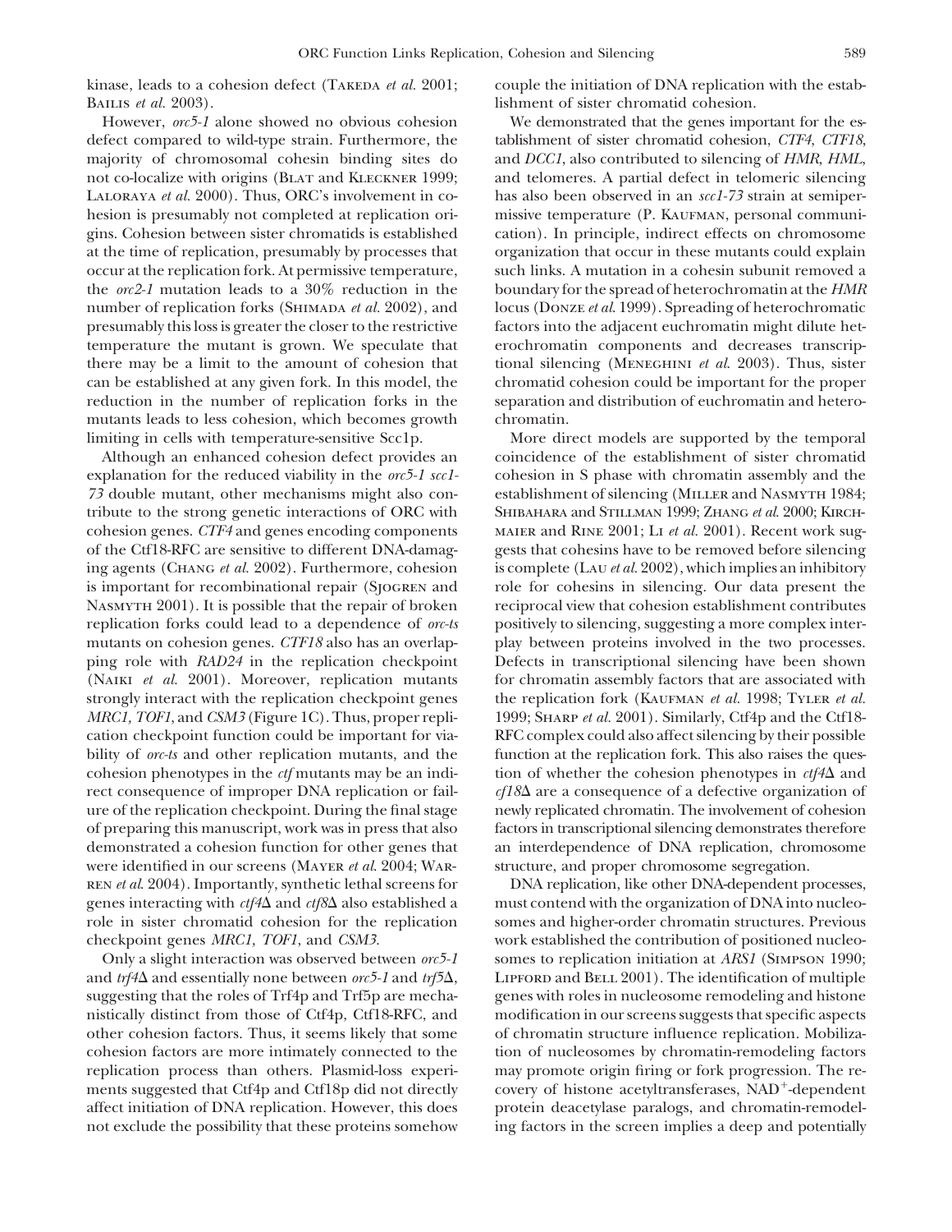kinase, leads to a cohesion defect (Takeda *et al.* 2001; Bailis *et al.* 2003).

However, *orc5-1* alone showed no obvious cohesion defect compared to wild-type strain. Furthermore, the majority of chromosomal cohesin binding sites do not co-localize with origins (Blat and Kleckner 1999; Laloraya *et al.* 2000). Thus, ORC's involvement in cohesion is presumably not completed at replication origins. Cohesion between sister chromatids is established at the time of replication, presumably by processes that occur at the replication fork. At permissive temperature, the *orc2-1* mutation leads to a 30% reduction in the number of replication forks (Shimada *et al.* 2002), and presumably this loss is greater the closer to the restrictive temperature the mutant is grown. We speculate that there may be a limit to the amount of cohesion that can be established at any given fork. In this model, the reduction in the number of replication forks in the mutants leads to less cohesion, which becomes growth limiting in cells with temperature-sensitive Scc1p.

Although an enhanced cohesion defect provides an explanation for the reduced viability in the *orc5-1 scc1-73* double mutant, other mechanisms might also contribute to the strong genetic interactions of ORC with cohesion genes. *CTF4* and genes encoding components of the Ctf18-RFC are sensitive to different DNA-damaging agents (Chang *et al.* 2002). Furthermore, cohesion is important for recombinational repair (Sjogren and Nasmyth 2001). It is possible that the repair of broken replication forks could lead to a dependence of *orc-ts* mutants on cohesion genes. *CTF18* also has an overlapping role with *RAD24* in the replication checkpoint (Naiki *et al.* 2001). Moreover, replication mutants strongly interact with the replication checkpoint genes *MRC1, TOF1,* and *CSM3* (Figure 1C). Thus, proper replication checkpoint function could be important for viability of *orc-ts* and other replication mutants, and the cohesion phenotypes in the *ctf* mutants may be an indirect consequence of improper DNA replication or failure of the replication checkpoint. During the final stage of preparing this manuscript, work was in press that also demonstrated a cohesion function for other genes that were identified in our screens (Mayer *et al.* 2004; Warren *et al.* 2004). Importantly, synthetic lethal screens for genes interacting with *ctf4*Δ and *ctf8*Δ also established a role in sister chromatid cohesion for the replication checkpoint genes *MRC1, TOF1,* and *CSM3*.

Only a slight interaction was observed between *orc5-1* and *trf4*Δ and essentially none between *orc5-1* and *trf5*Δ, suggesting that the roles of Trf4p and Trf5p are mechanistically distinct from those of Ctf4p, Ctf18-RFC, and other cohesion factors. Thus, it seems likely that some cohesion factors are more intimately connected to the replication process than others. Plasmid-loss experiments suggested that Ctf4p and Ctf18p did not directly affect initiation of DNA replication. However, this does not exclude the possibility that these proteins somehow couple the initiation of DNA replication with the establishment of sister chromatid cohesion.

We demonstrated that the genes important for the establishment of sister chromatid cohesion, *CTF4, CTF18,* and *DCC1,* also contributed to silencing of *HMR, HML,* and telomeres. A partial defect in telomeric silencing has also been observed in an *scc1-73* strain at semipermissive temperature (P. Kaufman, personal communication). In principle, indirect effects on chromosome organization that occur in these mutants could explain such links. A mutation in a cohesin subunit removed a boundary for the spread of heterochromatin at the *HMR* locus (Donze *et al.* 1999). Spreading of heterochromatic factors into the adjacent euchromatin might dilute heterochromatin components and decreases transcriptional silencing (Meneghini *et al.* 2003). Thus, sister chromatid cohesion could be important for the proper separation and distribution of euchromatin and heterochromatin.

More direct models are supported by the temporal coincidence of the establishment of sister chromatid cohesion in S phase with chromatin assembly and the establishment of silencing (Miller and Nasmyth 1984; Shibahara and Stillman 1999; Zhang *et al.* 2000; Kirchmaier and Rine 2001; Li *et al.* 2001). Recent work suggests that cohesins have to be removed before silencing is complete (Lau *et al.* 2002), which implies an inhibitory role for cohesins in silencing. Our data present the reciprocal view that cohesion establishment contributes positively to silencing, suggesting a more complex interplay between proteins involved in the two processes. Defects in transcriptional silencing have been shown for chromatin assembly factors that are associated with the replication fork (Kaufman *et al.* 1998; Tyler *et al.* 1999; Sharp *et al.* 2001). Similarly, Ctf4p and the Ctf18-RFC complex could also affect silencing by their possible function at the replication fork. This also raises the question of whether the cohesion phenotypes in *ctf4*Δ and *cf18*Δ are a consequence of a defective organization of newly replicated chromatin. The involvement of cohesion factors in transcriptional silencing demonstrates therefore an interdependence of DNA replication, chromosome structure, and proper chromosome segregation.

DNA replication, like other DNA-dependent processes, must contend with the organization of DNA into nucleosomes and higher-order chromatin structures. Previous work established the contribution of positioned nucleosomes to replication initiation at *ARS1* (Simpson 1990; Lipford and Bell 2001). The identification of multiple genes with roles in nucleosome remodeling and histone modification in our screens suggests that specific aspects of chromatin structure influence replication. Mobilization of nucleosomes by chromatin-remodeling factors may promote origin firing or fork progression. The recovery of histone acetyltransferases, $NAD^+$-dependent protein deacetylase paralogs, and chromatin-remodeling factors in the screen implies a deep and potentially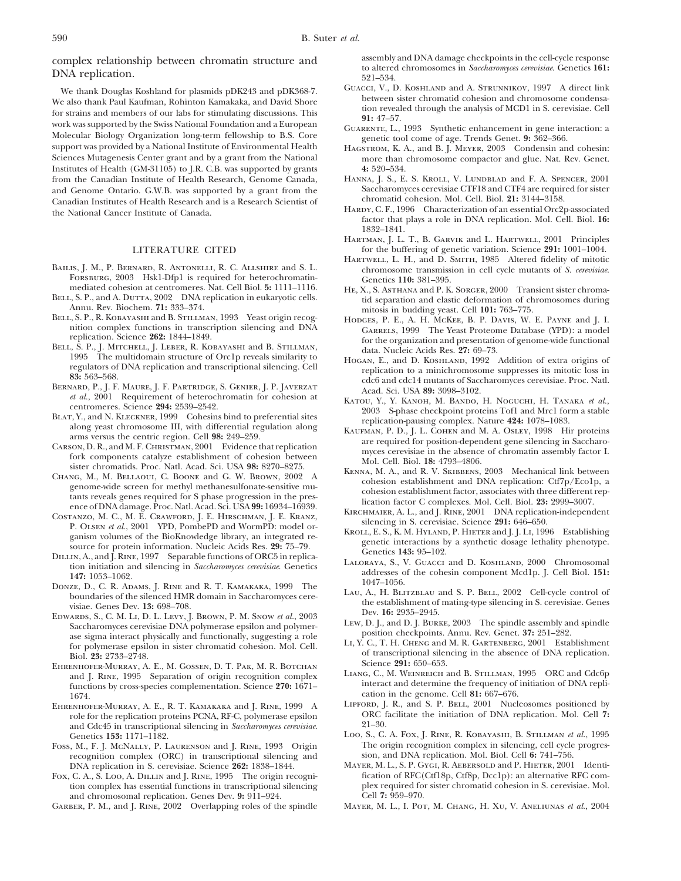complex relationship between chromatin structure and DNA replication.

We thank Douglas Koshland for plasmids pDK243 and pDK368-7. We also thank Paul Kaufman, Rohinton Kamakaka, and David Shore for strains and members of our labs for stimulating discussions. This work was supported by the Swiss National Foundation and a European Molecular Biology Organization long-term fellowship to B.S. Core support was provided by a National Institute of Environmental Health Sciences Mutagenesis Center grant and by a grant from the National Institutes of Health (GM-31105) to J.R. C.B. was supported by grants from the Canadian Institute of Health Research, Genome Canada, and Genome Ontario. G.W.B. was supported by a grant from the Canadian Institutes of Health Research and is a Research Scientist of the National Cancer Institute of Canada.

## LITERATURE CITED

Bailis, J. M., P. Bernard, R. Antonelli, R. C. Allshire and S. L. Forsburg, 2003 Hsk1-Dfp1 is required for heterochromatin-mediated cohesion at centromeres. Nat. Cell Biol. **5:** 1111–1116.

Bell, S. P., and A. Dutta, 2002 DNA replication in eukaryotic cells. Annu. Rev. Biochem. **71:** 333–374.

Bell, S. P., R. Kobayashi and B. Stillman, 1993 Yeast origin recognition complex functions in transcription silencing and DNA replication. Science **262:** 1844–1849.

Bell, S. P., J. Mitchell, J. Leber, R. Kobayashi and B. Stillman, 1995 The multidomain structure of Orc1p reveals similarity to regulators of DNA replication and transcriptional silencing. Cell **83:** 563–568.

Bernard, P., J. F. Maure, J. F. Partridge, S. Genier, J. P. Javerzat *et al.*, 2001 Requirement of heterochromatin for cohesion at centromeres. Science **294:** 2539–2542.

Blat, Y., and N. Kleckner, 1999 Cohesins bind to preferential sites along yeast chromosome III, with differential regulation along arms versus the centric region. Cell **98:** 249–259.

Carson, D. R., and M. F. Christman, 2001 Evidence that replication fork components catalyze establishment of cohesion between sister chromatids. Proc. Natl. Acad. Sci. USA **98:** 8270–8275.

Chang, M., M. Bellaoui, C. Boone and G. W. Brown, 2002 A genome-wide screen for methyl methanesulfonate-sensitive mutants reveals genes required for S phase progression in the presence of DNA damage. Proc. Natl. Acad. Sci. USA **99:** 16934–16939.

Costanzo, M. C., M. E. Crawford, J. E. Hirschman, J. E. Kranz, P. Olsen *et al.*, 2001 YPD, PombePD and WormPD: model organism volumes of the BioKnowledge library, an integrated resource for protein information. Nucleic Acids Res. **29:** 75–79.

Dillin, A., and J. Rine, 1997 Separable functions of ORC5 in replication initiation and silencing in *Saccharomyces cerevisiae*. Genetics **147:** 1053–1062.

Donze, D., C. R. Adams, J. Rine and R. T. Kamakaka, 1999 The boundaries of the silenced HMR domain in Saccharomyces cerevisiae. Genes Dev. **13:** 698–708.

Edwards, S., C. M. Li, D. L. Levy, J. Brown, P. M. Snow *et al.*, 2003 Saccharomyces cerevisiae DNA polymerase epsilon and polymerase sigma interact physically and functionally, suggesting a role for polymerase epsilon in sister chromatid cohesion. Mol. Cell. Biol. **23:** 2733–2748.

Ehrenhofer-Murray, A. E., M. Gossen, D. T. Pak, M. R. Botchan and J. Rine, 1995 Separation of origin recognition complex functions by cross-species complementation. Science **270:** 1671–1674.

Ehrenhofer-Murray, A. E., R. T. Kamakaka and J. Rine, 1999 A role for the replication proteins PCNA, RF-C, polymerase epsilon and Cdc45 in transcriptional silencing in *Saccharomyces cerevisiae*. Genetics **153:** 1171–1182.

Foss, M., F. J. McNally, P. Laurenson and J. Rine, 1993 Origin recognition complex (ORC) in transcriptional silencing and DNA replication in S. cerevisiae. Science **262:** 1838–1844.

Fox, C. A., S. Loo, A. Dillin and J. Rine, 1995 The origin recognition complex has essential functions in transcriptional silencing and chromosomal replication. Genes Dev. **9:** 911–924.

Garber, P. M., and J. Rine, 2002 Overlapping roles of the spindle assembly and DNA damage checkpoints in the cell-cycle response to altered chromosomes in *Saccharomyces cerevisiae*. Genetics **161:** 521–534.

Guacci, V., D. Koshland and A. Strunnikov, 1997 A direct link between sister chromatid cohesion and chromosome condensation revealed through the analysis of MCD1 in S. cerevisiae. Cell **91:** 47–57.

Guarente, L., 1993 Synthetic enhancement in gene interaction: a genetic tool come of age. Trends Genet. **9:** 362–366.

Hagstrom, K. A., and B. J. Meyer, 2003 Condensin and cohesin: more than chromosome compactor and glue. Nat. Rev. Genet. **4:** 520–534.

Hanna, J. S., E. S. Kroll, V. Lundblad and F. A. Spencer, 2001 Saccharomyces cerevisiae CTF18 and CTF4 are required for sister chromatid cohesion. Mol. Cell. Biol. **21:** 3144–3158.

Hardy, C. F., 1996 Characterization of an essential Orc2p-associated factor that plays a role in DNA replication. Mol. Cell. Biol. **16:** 1832–1841.

Hartman, J. L. T., B. Garvik and L. Hartwell, 2001 Principles for the buffering of genetic variation. Science **291:** 1001–1004.

Hartwell, L. H., and D. Smith, 1985 Altered fidelity of mitotic chromosome transmission in cell cycle mutants of *S. cerevisiae*. Genetics **110:** 381–395.

He, X., S. Asthana and P. K. Sorger, 2000 Transient sister chromatid separation and elastic deformation of chromosomes during mitosis in budding yeast. Cell **101:** 763–775.

Hodges, P. E., A. H. McKee, B. P. Davis, W. E. Payne and J. I. Garrels, 1999 The Yeast Proteome Database (YPD): a model for the organization and presentation of genome-wide functional data. Nucleic Acids Res. **27:** 69–73.

Hogan, E., and D. Koshland, 1992 Addition of extra origins of replication to a minichromosome suppresses its mitotic loss in cdc6 and cdc14 mutants of Saccharomyces cerevisiae. Proc. Natl. Acad. Sci. USA **89:** 3098–3102.

Katou, Y., Y. Kanoh, M. Bando, H. Noguchi, H. Tanaka *et al.*, 2003 S-phase checkpoint proteins Tof1 and Mrc1 form a stable replication-pausing complex. Nature **424:** 1078–1083.

Kaufman, P. D., J. L. Cohen and M. A. Osley, 1998 Hir proteins are required for position-dependent gene silencing in Saccharomyces cerevisiae in the absence of chromatin assembly factor I. Mol. Cell. Biol. **18:** 4793–4806.

Kenna, M. A., and R. V. Skibbens, 2003 Mechanical link between cohesion establishment and DNA replication: Ctf7p/Eco1p, a cohesion establishment factor, associates with three different replication factor C complexes. Mol. Cell. Biol. **23:** 2999–3007.

Kirchmaier, A. L., and J. Rine, 2001 DNA replication-independent silencing in S. cerevisiae. Science **291:** 646–650.

Kroll, E. S., K. M. Hyland, P. Hieter and J. J. Li, 1996 Establishing genetic interactions by a synthetic dosage lethality phenotype. Genetics **143:** 95–102.

Laloraya, S., V. Guacci and D. Koshland, 2000 Chromosomal addresses of the cohesin component Mcd1p. J. Cell Biol. **151:** 1047–1056.

Lau, A., H. Blitzblau and S. P. Bell, 2002 Cell-cycle control of the establishment of mating-type silencing in S. cerevisiae. Genes Dev. **16:** 2935–2945.

Lew, D. J., and D. J. Burke, 2003 The spindle assembly and spindle position checkpoints. Annu. Rev. Genet. **37:** 251–282.

Li, Y. C., T. H. Cheng and M. R. Gartenberg, 2001 Establishment of transcriptional silencing in the absence of DNA replication. Science **291:** 650–653.

Liang, C., M. Weinreich and B. Stillman, 1995 ORC and Cdc6p interact and determine the frequency of initiation of DNA replication in the genome. Cell **81:** 667–676.

Lipford, J. R., and S. P. Bell, 2001 Nucleosomes positioned by ORC facilitate the initiation of DNA replication. Mol. Cell **7:** 21–30.

Loo, S., C. A. Fox, J. Rine, R. Kobayashi, B. Stillman *et al.*, 1995 The origin recognition complex in silencing, cell cycle progression, and DNA replication. Mol. Biol. Cell **6:** 741–756.

Mayer, M. L., S. P. Gygi, R. Aebersold and P. Hieter, 2001 Identification of RFC(Ctf18p, Ctf8p, Dcc1p): an alternative RFC complex required for sister chromatid cohesion in S. cerevisiae. Mol. Cell **7:** 959–970.

Mayer, M. L., I. Pot, M. Chang, H. Xu, V. Aneliunas *et al.*, 2004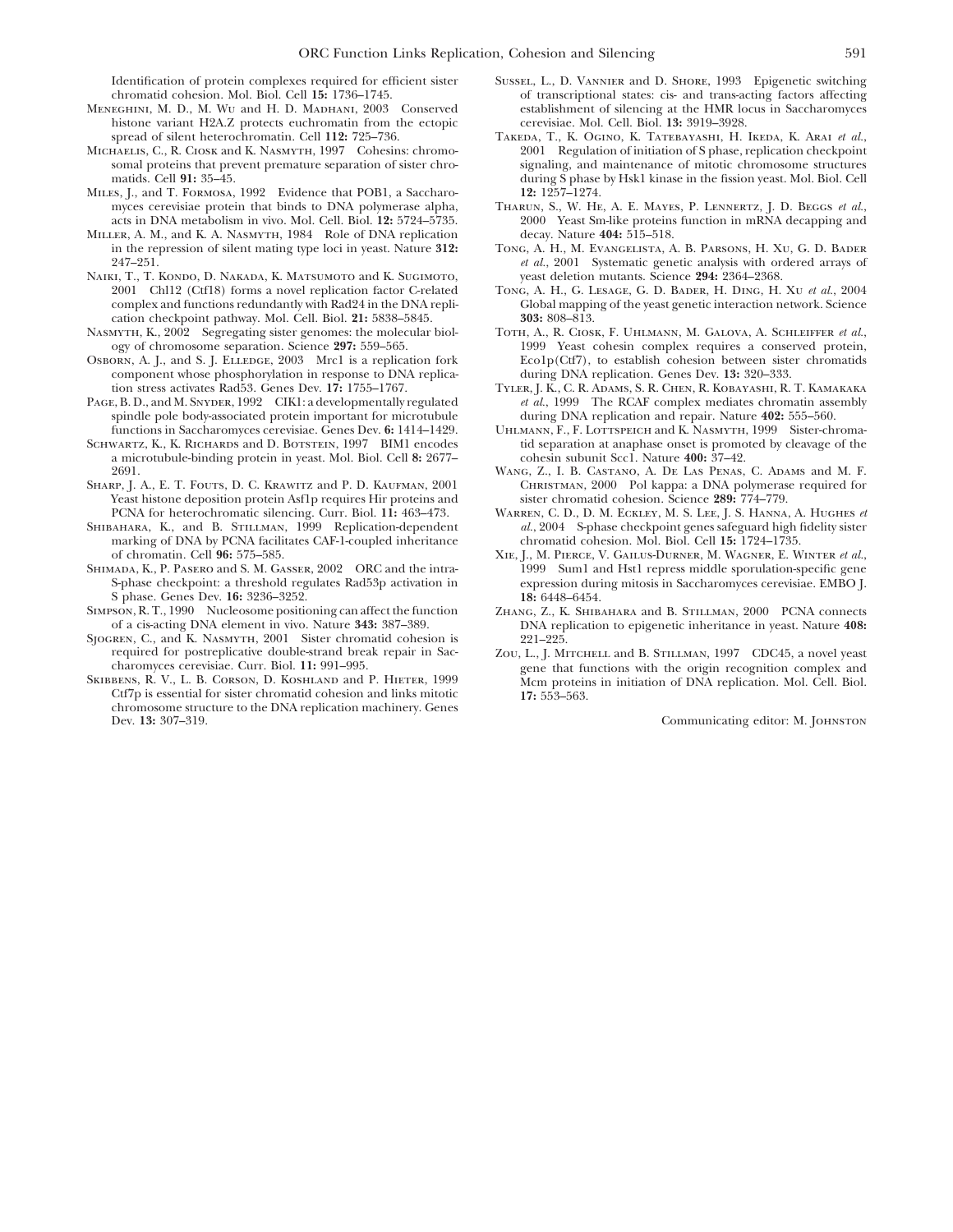Identification of protein complexes required for efficient sister chromatid cohesion. Mol. Biol. Cell **15:** 1736–1745.

Meneghini, M. D., M. Wu and H. D. Madhani, 2003 Conserved histone variant H2A.Z protects euchromatin from the ectopic spread of silent heterochromatin. Cell **112:** 725–736.

Michaelis, C., R. Ciosk and K. Nasmyth, 1997 Cohesins: chromosomal proteins that prevent premature separation of sister chromatids. Cell **91:** 35–45.

Miles, J., and T. Formosa, 1992 Evidence that POB1, a Saccharomyces cerevisiae protein that binds to DNA polymerase alpha, acts in DNA metabolism in vivo. Mol. Cell. Biol. **12:** 5724–5735.

Miller, A. M., and K. A. Nasmyth, 1984 Role of DNA replication in the repression of silent mating type loci in yeast. Nature **312:** 247–251.

Naiki, T., T. Kondo, D. Nakada, K. Matsumoto and K. Sugimoto, 2001 Chl12 (Ctf18) forms a novel replication factor C-related complex and functions redundantly with Rad24 in the DNA replication checkpoint pathway. Mol. Cell. Biol. **21:** 5838–5845.

Nasmyth, K., 2002 Segregating sister genomes: the molecular biology of chromosome separation. Science **297:** 559–565.

Osborn, A. J., and S. J. Elledge, 2003 Mrc1 is a replication fork component whose phosphorylation in response to DNA replication stress activates Rad53. Genes Dev. **17:** 1755–1767.

Page, B. D., and M. Snyder, 1992 CIK1: a developmentally regulated spindle pole body-associated protein important for microtubule functions in Saccharomyces cerevisiae. Genes Dev. **6:** 1414–1429.

Schwartz, K., K. Richards and D. Botstein, 1997 BIM1 encodes a microtubule-binding protein in yeast. Mol. Biol. Cell **8:** 2677–2691.

Sharp, J. A., E. T. Fouts, D. C. Krawitz and P. D. Kaufman, 2001 Yeast histone deposition protein Asf1p requires Hir proteins and PCNA for heterochromatic silencing. Curr. Biol. **11:** 463–473.

Shibahara, K., and B. Stillman, 1999 Replication-dependent marking of DNA by PCNA facilitates CAF-1-coupled inheritance of chromatin. Cell **96:** 575–585.

Shimada, K., P. Pasero and S. M. Gasser, 2002 ORC and the intra-S-phase checkpoint: a threshold regulates Rad53p activation in S phase. Genes Dev. **16:** 3236–3252.

Simpson, R. T., 1990 Nucleosome positioning can affect the function of a cis-acting DNA element in vivo. Nature **343:** 387–389.

Sjogren, C., and K. Nasmyth, 2001 Sister chromatid cohesion is required for postreplicative double-strand break repair in Saccharomyces cerevisiae. Curr. Biol. **11:** 991–995.

Skibbens, R. V., L. B. Corson, D. Koshland and P. Hieter, 1999 Ctf7p is essential for sister chromatid cohesion and links mitotic chromosome structure to the DNA replication machinery. Genes Dev. **13:** 307–319.

Sussel, L., D. Vannier and D. Shore, 1993 Epigenetic switching of transcriptional states: cis- and trans-acting factors affecting establishment of silencing at the HMR locus in Saccharomyces cerevisiae. Mol. Cell. Biol. **13:** 3919–3928.

Takeda, T., K. Ogino, K. Tatebayashi, H. Ikeda, K. Arai *et al.*, 2001 Regulation of initiation of S phase, replication checkpoint signaling, and maintenance of mitotic chromosome structures during S phase by Hsk1 kinase in the fission yeast. Mol. Biol. Cell **12:** 1257–1274.

Tharun, S., W. He, A. E. Mayes, P. Lennertz, J. D. Beggs *et al.*, 2000 Yeast Sm-like proteins function in mRNA decapping and decay. Nature **404:** 515–518.

Tong, A. H., M. Evangelista, A. B. Parsons, H. Xu, G. D. Bader *et al.*, 2001 Systematic genetic analysis with ordered arrays of yeast deletion mutants. Science **294:** 2364–2368.

Tong, A. H., G. Lesage, G. D. Bader, H. Ding, H. Xu *et al.*, 2004 Global mapping of the yeast genetic interaction network. Science **303:** 808–813.

Toth, A., R. Ciosk, F. Uhlmann, M. Galova, A. Schleiffer *et al.*, 1999 Yeast cohesin complex requires a conserved protein, Eco1p(Ctf7), to establish cohesion between sister chromatids during DNA replication. Genes Dev. **13:** 320–333.

Tyler, J. K., C. R. Adams, S. R. Chen, R. Kobayashi, R. T. Kamakaka *et al.*, 1999 The RCAF complex mediates chromatin assembly during DNA replication and repair. Nature **402:** 555–560.

Uhlmann, F., F. Lottspeich and K. Nasmyth, 1999 Sister-chromatid separation at anaphase onset is promoted by cleavage of the cohesin subunit Scc1. Nature **400:** 37–42.

Wang, Z., I. B. Castano, A. De Las Penas, C. Adams and M. F. Christman, 2000 Pol kappa: a DNA polymerase required for sister chromatid cohesion. Science **289:** 774–779.

Warren, C. D., D. M. Eckley, M. S. Lee, J. S. Hanna, A. Hughes *et al.*, 2004 S-phase checkpoint genes safeguard high fidelity sister chromatid cohesion. Mol. Biol. Cell **15:** 1724–1735.

Xie, J., M. Pierce, V. Gailus-Durner, M. Wagner, E. Winter *et al.*, 1999 Sum1 and Hst1 repress middle sporulation-specific gene expression during mitosis in Saccharomyces cerevisiae. EMBO J. **18:** 6448–6454.

Zhang, Z., K. Shibahara and B. Stillman, 2000 PCNA connects DNA replication to epigenetic inheritance in yeast. Nature **408:** 221–225.

Zou, L., J. Mitchell and B. Stillman, 1997 CDC45, a novel yeast gene that functions with the origin recognition complex and Mcm proteins in initiation of DNA replication. Mol. Cell. Biol. **17:** 553–563.

Communicating editor: M. Johnston